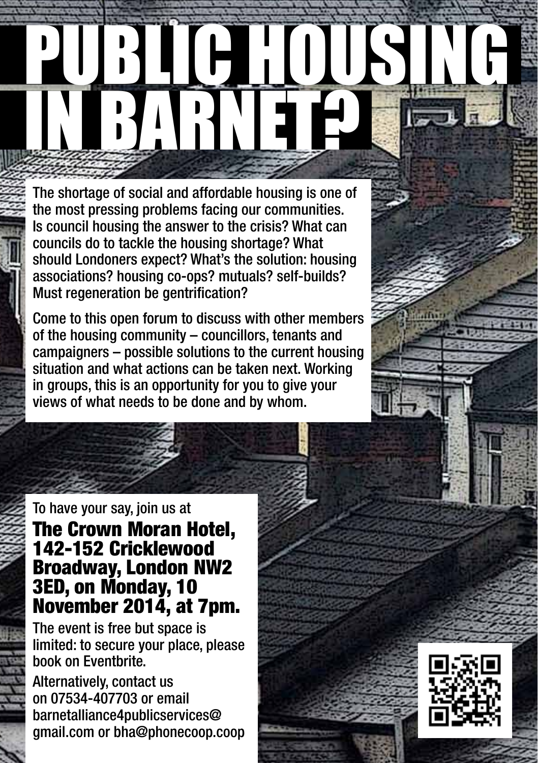# PUBLIC HOUSING IN BARNET?

The shortage of social and affordable housing is one of the most pressing problems facing our communities. Is council housing the answer to the crisis? What can councils do to tackle the housing shortage? What should Londoners expect? What's the solution: housing associations? housing co-ops? mutuals? self-builds? Must regeneration be gentrification?

Come to this open forum to discuss with other members of the housing community – councillors, tenants and campaigners – possible solutions to the current housing situation and what actions can be taken next. Working in groups, this is an opportunity for you to give your views of what needs to be done and by whom.

To have your say, join us at

**The Crown Moran Hotel, 142-152 Cricklewood Broadway, London NW2 3ED, on Monday, 10 November 2014, at 7pm.**

The event is free but space is limited: to secure your place, please book on Eventbrite.

Alternatively, contact us on 07534-407703 or email barnetalliance4publicservices@gmail.com or bha@phonecoop.coop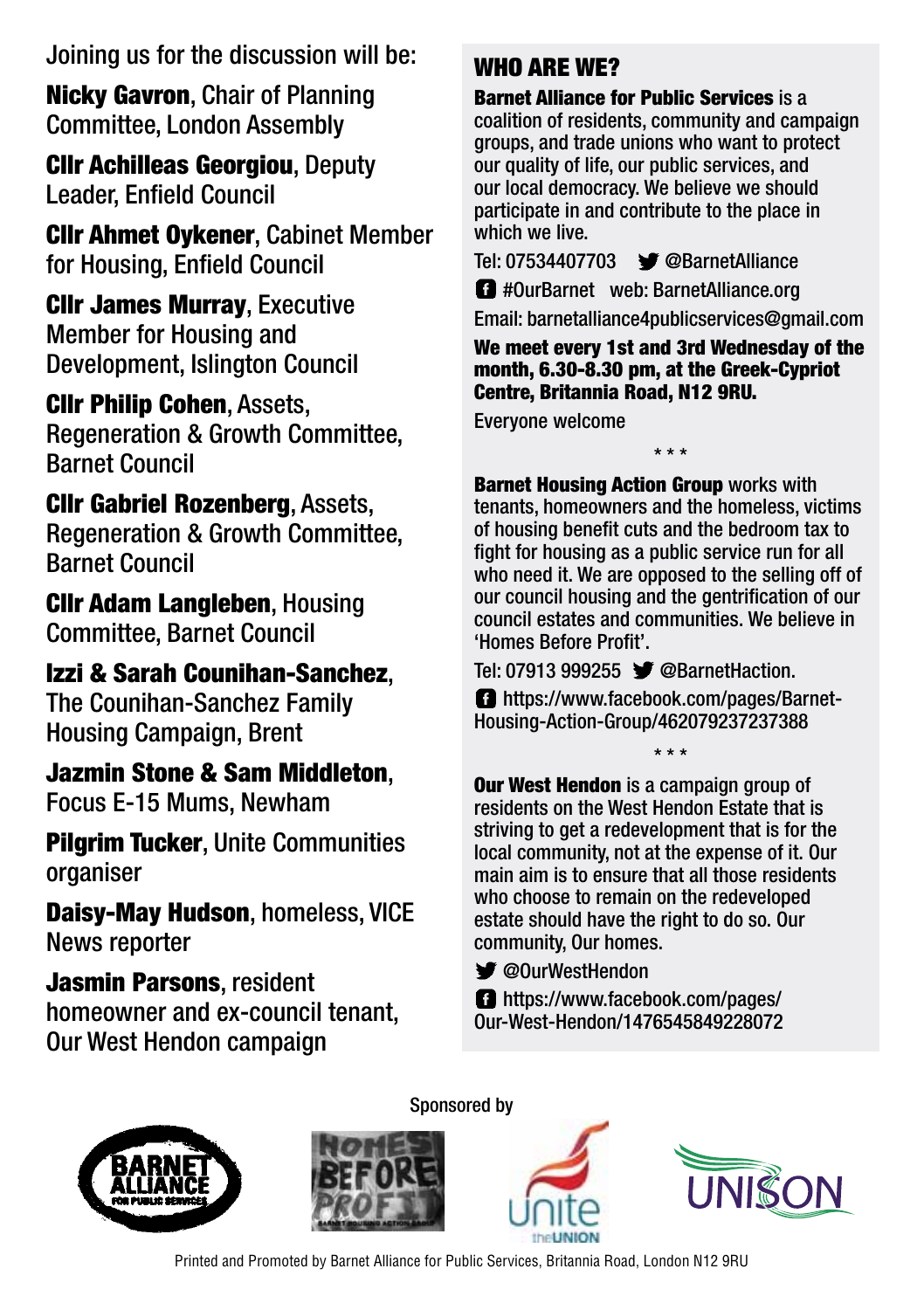Joining us for the discussion will be:

**Nicky Gavron**, Chair of Planning Committee, London Assembly

**Cllr Achilleas Georgiou**, Deputy Leader, Enfield Council

**Cllr Ahmet Oykener**, Cabinet Member for Housing, Enfield Council

**Cllr James Murray**, Executive Member for Housing and Development, Islington Council

**Cllr Philip Cohen**, Assets, Regeneration & Growth Committee, Barnet Council

**Cllr Gabriel Rozenberg**, Assets, Regeneration & Growth Committee, Barnet Council

**Cllr Adam Langleben**, Housing Committee, Barnet Council

**Izzi & Sarah Counihan-Sanchez**, The Counihan-Sanchez Family Housing Campaign, Brent

**Jazmin Stone & Sam Middleton**, Focus E-15 Mums, Newham

**Pilgrim Tucker**, Unite Communities organiser

**Daisy-May Hudson**, homeless, VICE News reporter

**Jasmin Parsons**, resident homeowner and ex-council tenant, Our West Hendon campaign

## WHO ARE WE?

**Barnet Alliance for Public Services** is a coalition of residents, community and campaign groups, and trade unions who want to protect our quality of life, our public services, and our local democracy. We believe we should participate in and contribute to the place in which we live.

Tel: 07534407703 @BarnetAlliance

#OurBarnet web: BarnetAlliance.org

Email: barnetalliance4publicservices@gmail.com

**We meet every 1st and 3rd Wednesday of the month, 6.30-8.30 pm, at the Greek-Cypriot Centre, Britannia Road, N12 9RU.**

Everyone welcome

\* \* \*

**Barnet Housing Action Group** works with tenants, homeowners and the homeless, victims of housing benefit cuts and the bedroom tax to fight for housing as a public service run for all who need it. We are opposed to the selling off of our council housing and the gentrification of our council estates and communities. We believe in 'Homes Before Profit'.

Tel: 07913 999255 @BarnetHaction.

https://www.facebook.com/pages/Barnet-Housing-Action-Group/462079237237388

\* \* \*

**Our West Hendon** is a campaign group of residents on the West Hendon Estate that is striving to get a redevelopment that is for the local community, not at the expense of it. Our main aim is to ensure that all those residents who choose to remain on the redeveloped estate should have the right to do so. Our community, Our homes.

@OurWestHendon

https://www.facebook.com/pages/Our-West-Hendon/1476545849228072

Sponsored by

Printed and Promoted by Barnet Alliance for Public Services, Britannia Road, London N12 9RU